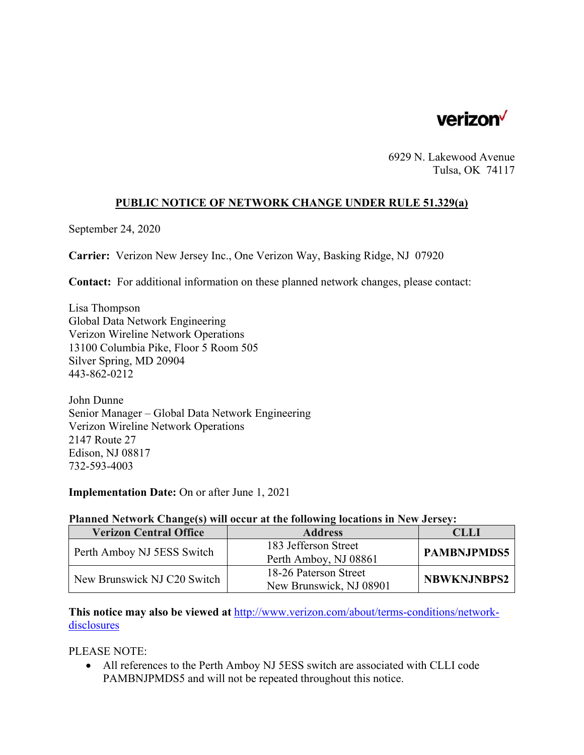verizon

6929 N. Lakewood Avenue
Tulsa, OK 74117

## PUBLIC NOTICE OF NETWORK CHANGE UNDER RULE 51.329(a)

September 24, 2020

**Carrier:** Verizon New Jersey Inc., One Verizon Way, Basking Ridge, NJ 07920

**Contact:** For additional information on these planned network changes, please contact:

Lisa Thompson
Global Data Network Engineering
Verizon Wireline Network Operations
13100 Columbia Pike, Floor 5 Room 505
Silver Spring, MD 20904
443-862-0212

John Dunne
Senior Manager – Global Data Network Engineering
Verizon Wireline Network Operations
2147 Route 27
Edison, NJ 08817
732-593-4003

**Implementation Date:** On or after June 1, 2021

**Planned Network Change(s) will occur at the following locations in New Jersey:**

| Verizon Central Office | Address | CLLI |
|---|---|---|
| Perth Amboy NJ 5ESS Switch | 183 Jefferson Street Perth Amboy, NJ 08861 | **PAMBNJPMDS5** |
| New Brunswick NJ C20 Switch | 18-26 Paterson Street New Brunswick, NJ 08901 | **NBWKNJNBPS2** |

**This notice may also be viewed at** [http://www.verizon.com/about/terms-conditions/network-disclosures](http://www.verizon.com/about/terms-conditions/network-disclosures)

PLEASE NOTE:

- All references to the Perth Amboy NJ 5ESS switch are associated with CLLI code PAMBNJPMDS5 and will not be repeated throughout this notice.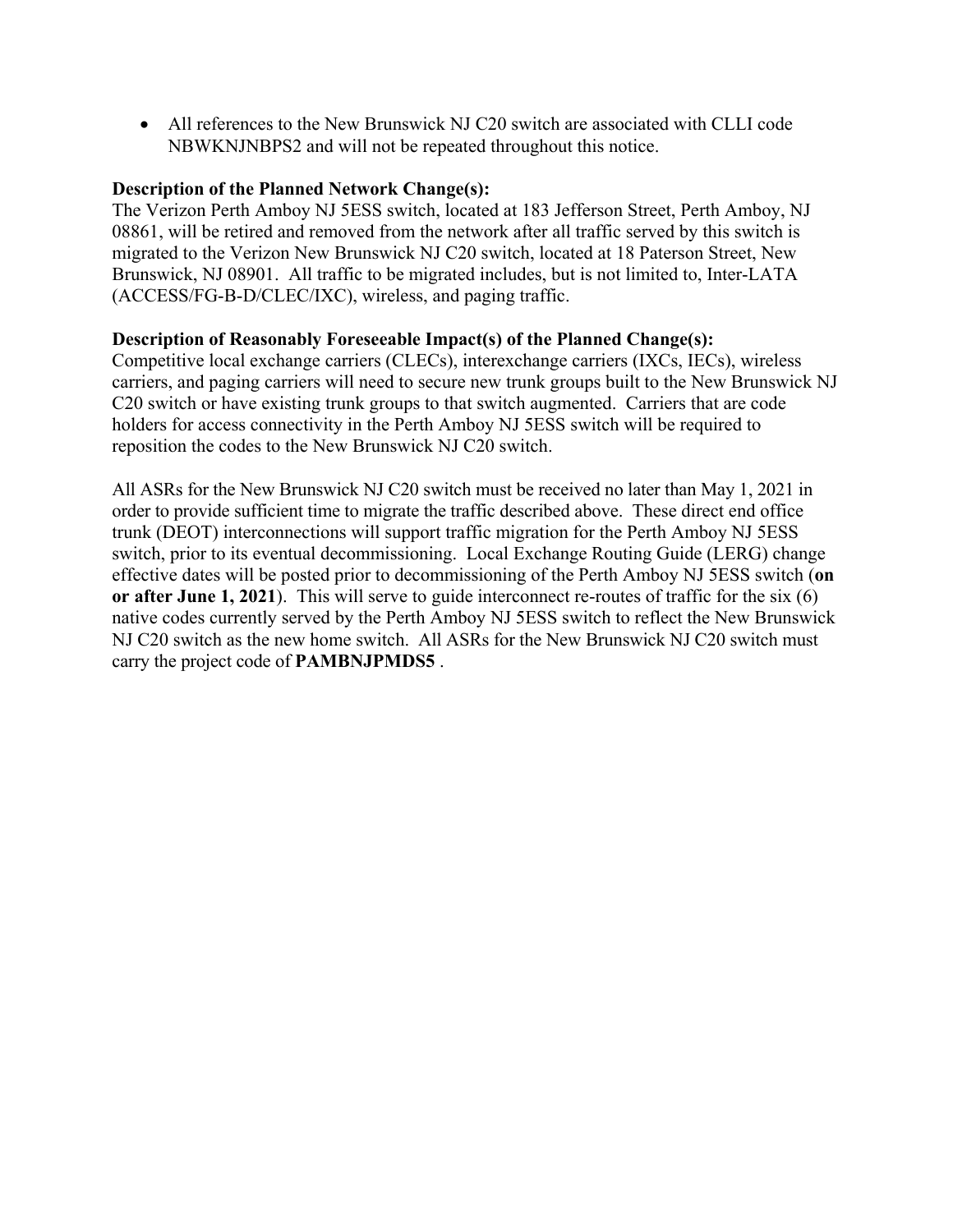- All references to the New Brunswick NJ C20 switch are associated with CLLI code NBWKNJNBPS2 and will not be repeated throughout this notice.

**Description of the Planned Network Change(s):**
The Verizon Perth Amboy NJ 5ESS switch, located at 183 Jefferson Street, Perth Amboy, NJ 08861, will be retired and removed from the network after all traffic served by this switch is migrated to the Verizon New Brunswick NJ C20 switch, located at 18 Paterson Street, New Brunswick, NJ 08901. All traffic to be migrated includes, but is not limited to, Inter-LATA (ACCESS/FG-B-D/CLEC/IXC), wireless, and paging traffic.

**Description of Reasonably Foreseeable Impact(s) of the Planned Change(s):**
Competitive local exchange carriers (CLECs), interexchange carriers (IXCs, IECs), wireless carriers, and paging carriers will need to secure new trunk groups built to the New Brunswick NJ C20 switch or have existing trunk groups to that switch augmented. Carriers that are code holders for access connectivity in the Perth Amboy NJ 5ESS switch will be required to reposition the codes to the New Brunswick NJ C20 switch.

All ASRs for the New Brunswick NJ C20 switch must be received no later than May 1, 2021 in order to provide sufficient time to migrate the traffic described above. These direct end office trunk (DEOT) interconnections will support traffic migration for the Perth Amboy NJ 5ESS switch, prior to its eventual decommissioning. Local Exchange Routing Guide (LERG) change effective dates will be posted prior to decommissioning of the Perth Amboy NJ 5ESS switch (**on or after June 1, 2021**). This will serve to guide interconnect re-routes of traffic for the six (6) native codes currently served by the Perth Amboy NJ 5ESS switch to reflect the New Brunswick NJ C20 switch as the new home switch. All ASRs for the New Brunswick NJ C20 switch must carry the project code of **PAMBNJPMDS5** .